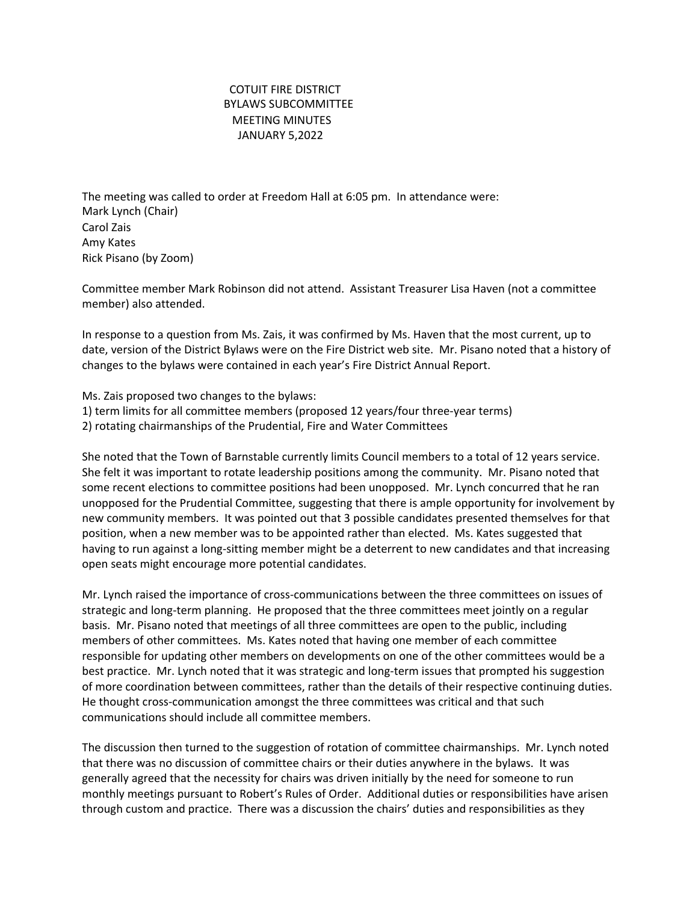# COTUIT FIRE DISTRICT
## BYLAWS SUBCOMMITTEE
## MEETING MINUTES
## JANUARY 5,2022

The meeting was called to order at Freedom Hall at 6:05 pm. In attendance were:
Mark Lynch (Chair)
Carol Zais
Amy Kates
Rick Pisano (by Zoom)

Committee member Mark Robinson did not attend. Assistant Treasurer Lisa Haven (not a committee member) also attended.

In response to a question from Ms. Zais, it was confirmed by Ms. Haven that the most current, up to date, version of the District Bylaws were on the Fire District web site. Mr. Pisano noted that a history of changes to the bylaws were contained in each year's Fire District Annual Report.

Ms. Zais proposed two changes to the bylaws:
1) term limits for all committee members (proposed 12 years/four three-year terms)
2) rotating chairmanships of the Prudential, Fire and Water Committees

She noted that the Town of Barnstable currently limits Council members to a total of 12 years service. She felt it was important to rotate leadership positions among the community. Mr. Pisano noted that some recent elections to committee positions had been unopposed. Mr. Lynch concurred that he ran unopposed for the Prudential Committee, suggesting that there is ample opportunity for involvement by new community members. It was pointed out that 3 possible candidates presented themselves for that position, when a new member was to be appointed rather than elected. Ms. Kates suggested that having to run against a long-sitting member might be a deterrent to new candidates and that increasing open seats might encourage more potential candidates.

Mr. Lynch raised the importance of cross-communications between the three committees on issues of strategic and long-term planning. He proposed that the three committees meet jointly on a regular basis. Mr. Pisano noted that meetings of all three committees are open to the public, including members of other committees. Ms. Kates noted that having one member of each committee responsible for updating other members on developments on one of the other committees would be a best practice. Mr. Lynch noted that it was strategic and long-term issues that prompted his suggestion of more coordination between committees, rather than the details of their respective continuing duties. He thought cross-communication amongst the three committees was critical and that such communications should include all committee members.

The discussion then turned to the suggestion of rotation of committee chairmanships. Mr. Lynch noted that there was no discussion of committee chairs or their duties anywhere in the bylaws. It was generally agreed that the necessity for chairs was driven initially by the need for someone to run monthly meetings pursuant to Robert's Rules of Order. Additional duties or responsibilities have arisen through custom and practice. There was a discussion the chairs' duties and responsibilities as they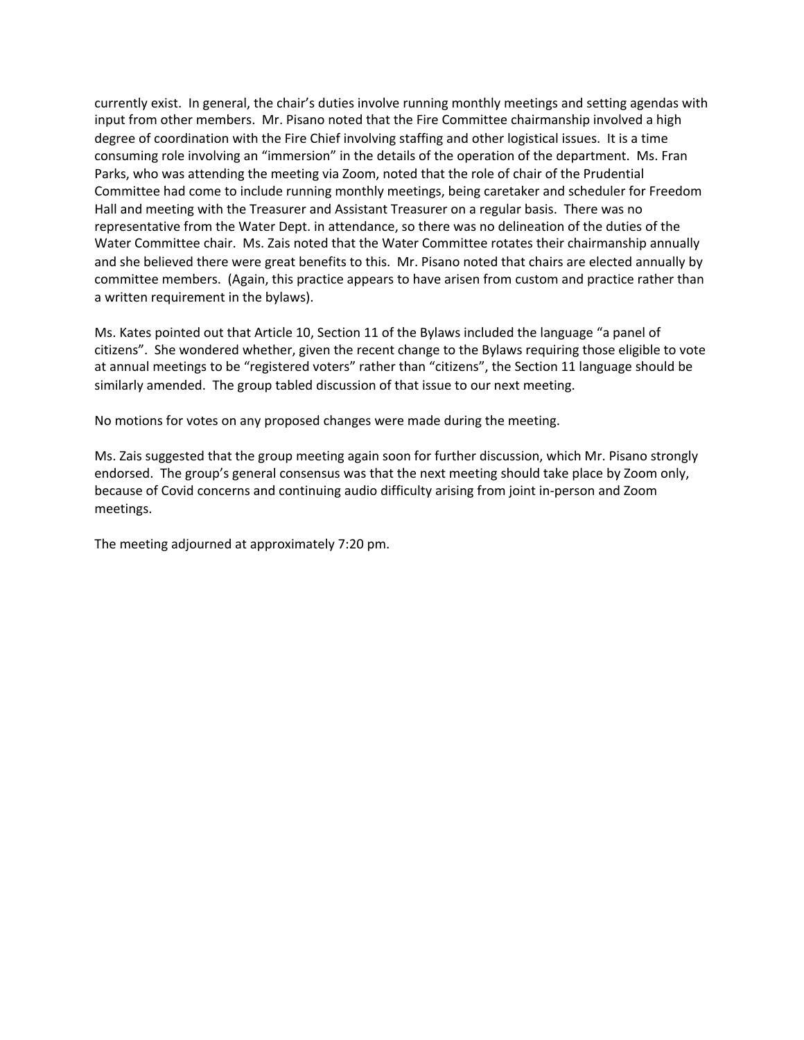currently exist. In general, the chair's duties involve running monthly meetings and setting agendas with input from other members. Mr. Pisano noted that the Fire Committee chairmanship involved a high degree of coordination with the Fire Chief involving staffing and other logistical issues. It is a time consuming role involving an "immersion" in the details of the operation of the department. Ms. Fran Parks, who was attending the meeting via Zoom, noted that the role of chair of the Prudential Committee had come to include running monthly meetings, being caretaker and scheduler for Freedom Hall and meeting with the Treasurer and Assistant Treasurer on a regular basis. There was no representative from the Water Dept. in attendance, so there was no delineation of the duties of the Water Committee chair. Ms. Zais noted that the Water Committee rotates their chairmanship annually and she believed there were great benefits to this. Mr. Pisano noted that chairs are elected annually by committee members. (Again, this practice appears to have arisen from custom and practice rather than a written requirement in the bylaws).

Ms. Kates pointed out that Article 10, Section 11 of the Bylaws included the language "a panel of citizens". She wondered whether, given the recent change to the Bylaws requiring those eligible to vote at annual meetings to be "registered voters" rather than "citizens", the Section 11 language should be similarly amended. The group tabled discussion of that issue to our next meeting.

No motions for votes on any proposed changes were made during the meeting.

Ms. Zais suggested that the group meeting again soon for further discussion, which Mr. Pisano strongly endorsed. The group's general consensus was that the next meeting should take place by Zoom only, because of Covid concerns and continuing audio difficulty arising from joint in-person and Zoom meetings.

The meeting adjourned at approximately 7:20 pm.